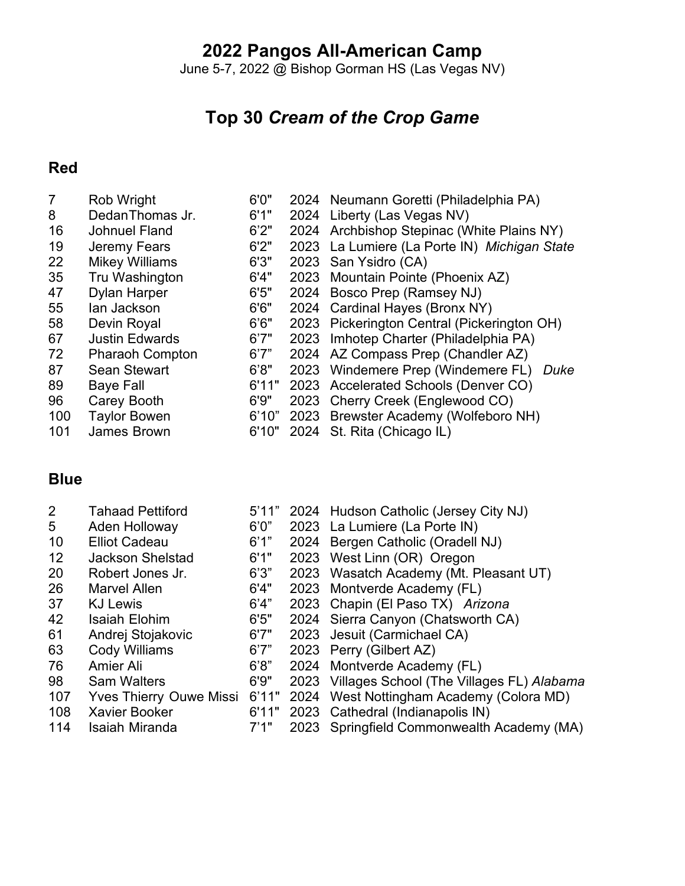# 2022 Pangos All-American Camp

June 5-7, 2022 @ Bishop Gorman HS (Las Vegas NV)

## Top 30 *Cream of the Crop Game*

### Red

| # | Name | Height | Class | School | Commitment |
|---|---|---|---|---|---|
| 7 | Rob Wright | 6'0" | 2024 | Neumann Goretti (Philadelphia PA) | |
| 8 | DedanThomas Jr. | 6'1" | 2024 | Liberty (Las Vegas NV) | |
| 16 | Johnuel Fland | 6'2" | 2024 | Archbishop Stepinac (White Plains NY) | |
| 19 | Jeremy Fears | 6'2" | 2023 | La Lumiere (La Porte IN) | *Michigan State* |
| 22 | Mikey Williams | 6'3" | 2023 | San Ysidro (CA) | |
| 35 | Tru Washington | 6'4" | 2023 | Mountain Pointe (Phoenix AZ) | |
| 47 | Dylan Harper | 6'5" | 2024 | Bosco Prep (Ramsey NJ) | |
| 55 | Ian Jackson | 6'6" | 2024 | Cardinal Hayes (Bronx NY) | |
| 58 | Devin Royal | 6'6" | 2023 | Pickerington Central (Pickerington OH) | |
| 67 | Justin Edwards | 6'7" | 2023 | Imhotep Charter (Philadelphia PA) | |
| 72 | Pharaoh Compton | 6'7" | 2024 | AZ Compass Prep (Chandler AZ) | |
| 87 | Sean Stewart | 6'8" | 2023 | Windemere Prep (Windemere FL) | *Duke* |
| 89 | Baye Fall | 6'11" | 2023 | Accelerated Schools (Denver CO) | |
| 96 | Carey Booth | 6'9" | 2023 | Cherry Creek (Englewood CO) | |
| 100 | Taylor Bowen | 6'10" | 2023 | Brewster Academy (Wolfeboro NH) | |
| 101 | James Brown | 6'10" | 2024 | St. Rita (Chicago IL) | |

### Blue

| # | Name | Height | Class | School | Commitment |
|---|---|---|---|---|---|
| 2 | Tahaad Pettiford | 5'11" | 2024 | Hudson Catholic (Jersey City NJ) | |
| 5 | Aden Holloway | 6'0" | 2023 | La Lumiere (La Porte IN) | |
| 10 | Elliot Cadeau | 6'1" | 2024 | Bergen Catholic (Oradell NJ) | |
| 12 | Jackson Shelstad | 6'1" | 2023 | West Linn (OR) | Oregon |
| 20 | Robert Jones Jr. | 6'3" | 2023 | Wasatch Academy (Mt. Pleasant UT) | |
| 26 | Marvel Allen | 6'4" | 2023 | Montverde Academy (FL) | |
| 37 | KJ Lewis | 6'4" | 2023 | Chapin (El Paso TX) | *Arizona* |
| 42 | Isaiah Elohim | 6'5" | 2024 | Sierra Canyon (Chatsworth CA) | |
| 61 | Andrej Stojakovic | 6'7" | 2023 | Jesuit (Carmichael CA) | |
| 63 | Cody Williams | 6'7" | 2023 | Perry (Gilbert AZ) | |
| 76 | Amier Ali | 6'8" | 2024 | Montverde Academy (FL) | |
| 98 | Sam Walters | 6'9" | 2023 | Villages School (The Villages FL) | *Alabama* |
| 107 | Yves Thierry Ouwe Missi | 6'11" | 2024 | West Nottingham Academy (Colora MD) | |
| 108 | Xavier Booker | 6'11" | 2023 | Cathedral (Indianapolis IN) | |
| 114 | Isaiah Miranda | 7'1" | 2023 | Springfield Commonwealth Academy (MA) | |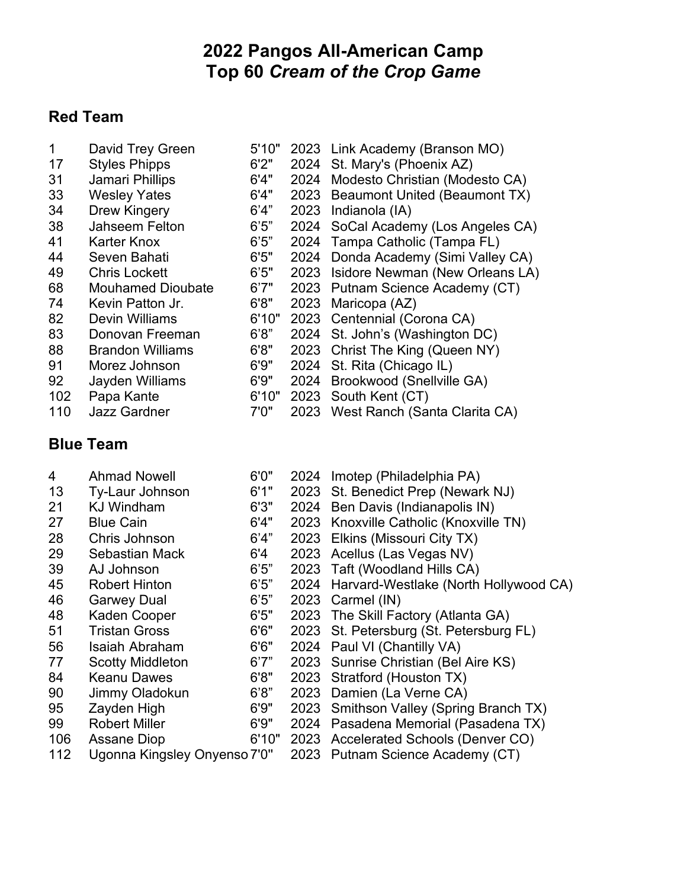# 2022 Pangos All-American Camp
# Top 60 *Cream of the Crop Game*

## Red Team

| | | | | |
|---|---|---|---|---|
| 1 | David Trey Green | 5'10" | 2023 | Link Academy (Branson MO) |
| 17 | Styles Phipps | 6'2" | 2024 | St. Mary's (Phoenix AZ) |
| 31 | Jamari Phillips | 6'4" | 2024 | Modesto Christian (Modesto CA) |
| 33 | Wesley Yates | 6'4" | 2023 | Beaumont United (Beaumont TX) |
| 34 | Drew Kingery | 6'4" | 2023 | Indianola (IA) |
| 38 | Jahseem Felton | 6'5" | 2024 | SoCal Academy (Los Angeles CA) |
| 41 | Karter Knox | 6'5" | 2024 | Tampa Catholic (Tampa FL) |
| 44 | Seven Bahati | 6'5" | 2024 | Donda Academy (Simi Valley CA) |
| 49 | Chris Lockett | 6'5" | 2023 | Isidore Newman (New Orleans LA) |
| 68 | Mouhamed Dioubate | 6'7" | 2023 | Putnam Science Academy (CT) |
| 74 | Kevin Patton Jr. | 6'8" | 2023 | Maricopa (AZ) |
| 82 | Devin Williams | 6'10" | 2023 | Centennial (Corona CA) |
| 83 | Donovan Freeman | 6'8" | 2024 | St. John's (Washington DC) |
| 88 | Brandon Williams | 6'8" | 2023 | Christ The King (Queen NY) |
| 91 | Morez Johnson | 6'9" | 2024 | St. Rita (Chicago IL) |
| 92 | Jayden Williams | 6'9" | 2024 | Brookwood (Snellville GA) |
| 102 | Papa Kante | 6'10" | 2023 | South Kent (CT) |
| 110 | Jazz Gardner | 7'0" | 2023 | West Ranch (Santa Clarita CA) |

## Blue Team

| | | | | |
|---|---|---|---|---|
| 4 | Ahmad Nowell | 6'0" | 2024 | Imotep (Philadelphia PA) |
| 13 | Ty-Laur Johnson | 6'1" | 2023 | St. Benedict Prep (Newark NJ) |
| 21 | KJ Windham | 6'3" | 2024 | Ben Davis (Indianapolis IN) |
| 27 | Blue Cain | 6'4" | 2023 | Knoxville Catholic (Knoxville TN) |
| 28 | Chris Johnson | 6'4" | 2023 | Elkins (Missouri City TX) |
| 29 | Sebastian Mack | 6'4 | 2023 | Acellus (Las Vegas NV) |
| 39 | AJ Johnson | 6'5" | 2023 | Taft (Woodland Hills CA) |
| 45 | Robert Hinton | 6'5" | 2024 | Harvard-Westlake (North Hollywood CA) |
| 46 | Garwey Dual | 6'5" | 2023 | Carmel (IN) |
| 48 | Kaden Cooper | 6'5" | 2023 | The Skill Factory (Atlanta GA) |
| 51 | Tristan Gross | 6'6" | 2023 | St. Petersburg (St. Petersburg FL) |
| 56 | Isaiah Abraham | 6'6" | 2024 | Paul VI (Chantilly VA) |
| 77 | Scotty Middleton | 6'7" | 2023 | Sunrise Christian (Bel Aire KS) |
| 84 | Keanu Dawes | 6'8" | 2023 | Stratford (Houston TX) |
| 90 | Jimmy Oladokun | 6'8" | 2023 | Damien (La Verne CA) |
| 95 | Zayden High | 6'9" | 2023 | Smithson Valley (Spring Branch TX) |
| 99 | Robert Miller | 6'9" | 2024 | Pasadena Memorial (Pasadena TX) |
| 106 | Assane Diop | 6'10" | 2023 | Accelerated Schools (Denver CO) |
| 112 | Ugonna Kingsley Onyenso | 7'0" | 2023 | Putnam Science Academy (CT) |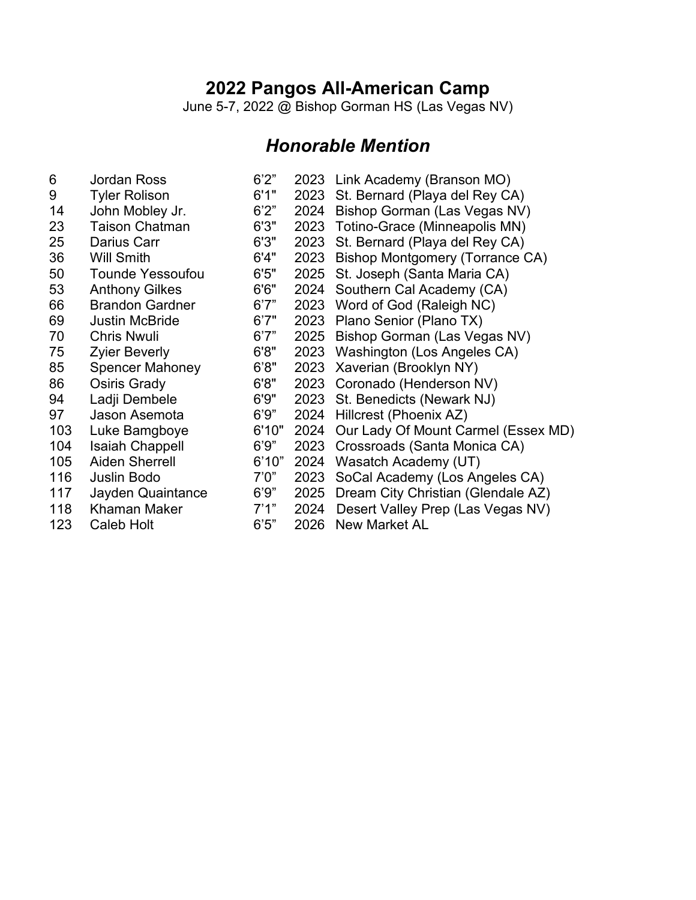# 2022 Pangos All-American Camp

June 5-7, 2022 @ Bishop Gorman HS (Las Vegas NV)

## *Honorable Mention*

| | | | | |
|---|---|---|---|---|
| 6 | Jordan Ross | 6'2" | 2023 | Link Academy (Branson MO) |
| 9 | Tyler Rolison | 6'1" | 2023 | St. Bernard (Playa del Rey CA) |
| 14 | John Mobley Jr. | 6'2" | 2024 | Bishop Gorman (Las Vegas NV) |
| 23 | Taison Chatman | 6'3" | 2023 | Totino-Grace (Minneapolis MN) |
| 25 | Darius Carr | 6'3" | 2023 | St. Bernard (Playa del Rey CA) |
| 36 | Will Smith | 6'4" | 2023 | Bishop Montgomery (Torrance CA) |
| 50 | Tounde Yessoufou | 6'5" | 2025 | St. Joseph (Santa Maria CA) |
| 53 | Anthony Gilkes | 6'6" | 2024 | Southern Cal Academy (CA) |
| 66 | Brandon Gardner | 6'7" | 2023 | Word of God (Raleigh NC) |
| 69 | Justin McBride | 6'7" | 2023 | Plano Senior (Plano TX) |
| 70 | Chris Nwuli | 6'7" | 2025 | Bishop Gorman (Las Vegas NV) |
| 75 | Zyier Beverly | 6'8" | 2023 | Washington (Los Angeles CA) |
| 85 | Spencer Mahoney | 6'8" | 2023 | Xaverian (Brooklyn NY) |
| 86 | Osiris Grady | 6'8" | 2023 | Coronado (Henderson NV) |
| 94 | Ladji Dembele | 6'9" | 2023 | St. Benedicts (Newark NJ) |
| 97 | Jason Asemota | 6'9" | 2024 | Hillcrest (Phoenix AZ) |
| 103 | Luke Bamgboye | 6'10" | 2024 | Our Lady Of Mount Carmel (Essex MD) |
| 104 | Isaiah Chappell | 6'9" | 2023 | Crossroads (Santa Monica CA) |
| 105 | Aiden Sherrell | 6'10" | 2024 | Wasatch Academy (UT) |
| 116 | Juslin Bodo | 7'0" | 2023 | SoCal Academy (Los Angeles CA) |
| 117 | Jayden Quaintance | 6'9" | 2025 | Dream City Christian (Glendale AZ) |
| 118 | Khaman Maker | 7'1" | 2024 | Desert Valley Prep (Las Vegas NV) |
| 123 | Caleb Holt | 6'5" | 2026 | New Market AL |